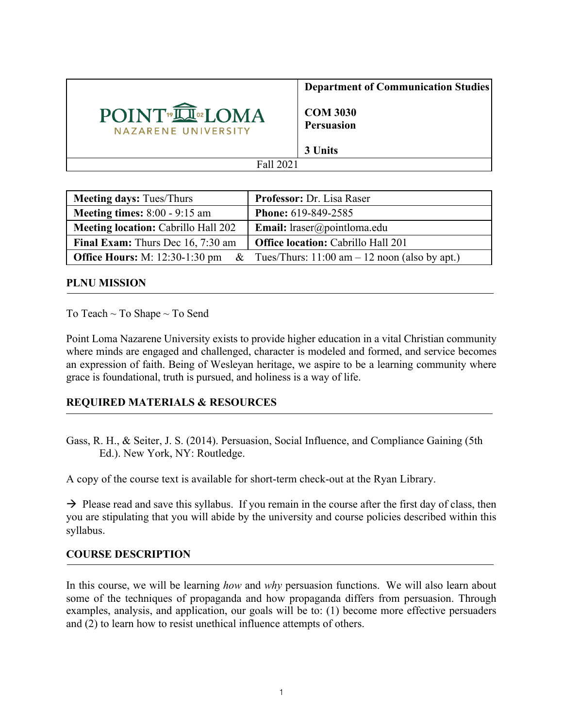| POINT LOMA NAZARENE UNIVERSITY | **Department of Communication Studies**<br><br>**COM 3030**<br>**Persuasion**<br><br>**3 Units** |
|---|---|
| Fall 2021 | |

| **Meeting days:** Tues/Thurs | **Professor:** Dr. Lisa Raser |
|---|---|
| **Meeting times:** 8:00 - 9:15 am | **Phone:** 619-849-2585 |
| **Meeting location:** Cabrillo Hall 202 | **Email:** lraser@pointloma.edu |
| **Final Exam:** Thurs Dec 16, 7:30 am | **Office location:** Cabrillo Hall 201 |
| **Office Hours:** M: 12:30-1:30 pm & | Tues/Thurs: 11:00 am – 12 noon (also by apt.) |

## PLNU MISSION

To Teach ~ To Shape ~ To Send

Point Loma Nazarene University exists to provide higher education in a vital Christian community where minds are engaged and challenged, character is modeled and formed, and service becomes an expression of faith. Being of Wesleyan heritage, we aspire to be a learning community where grace is foundational, truth is pursued, and holiness is a way of life.

## REQUIRED MATERIALS & RESOURCES

Gass, R. H., & Seiter, J. S. (2014). Persuasion, Social Influence, and Compliance Gaining (5th Ed.). New York, NY: Routledge.

A copy of the course text is available for short-term check-out at the Ryan Library.

→ Please read and save this syllabus. If you remain in the course after the first day of class, then you are stipulating that you will abide by the university and course policies described within this syllabus.

## COURSE DESCRIPTION

In this course, we will be learning *how* and *why* persuasion functions. We will also learn about some of the techniques of propaganda and how propaganda differs from persuasion. Through examples, analysis, and application, our goals will be to: (1) become more effective persuaders and (2) to learn how to resist unethical influence attempts of others.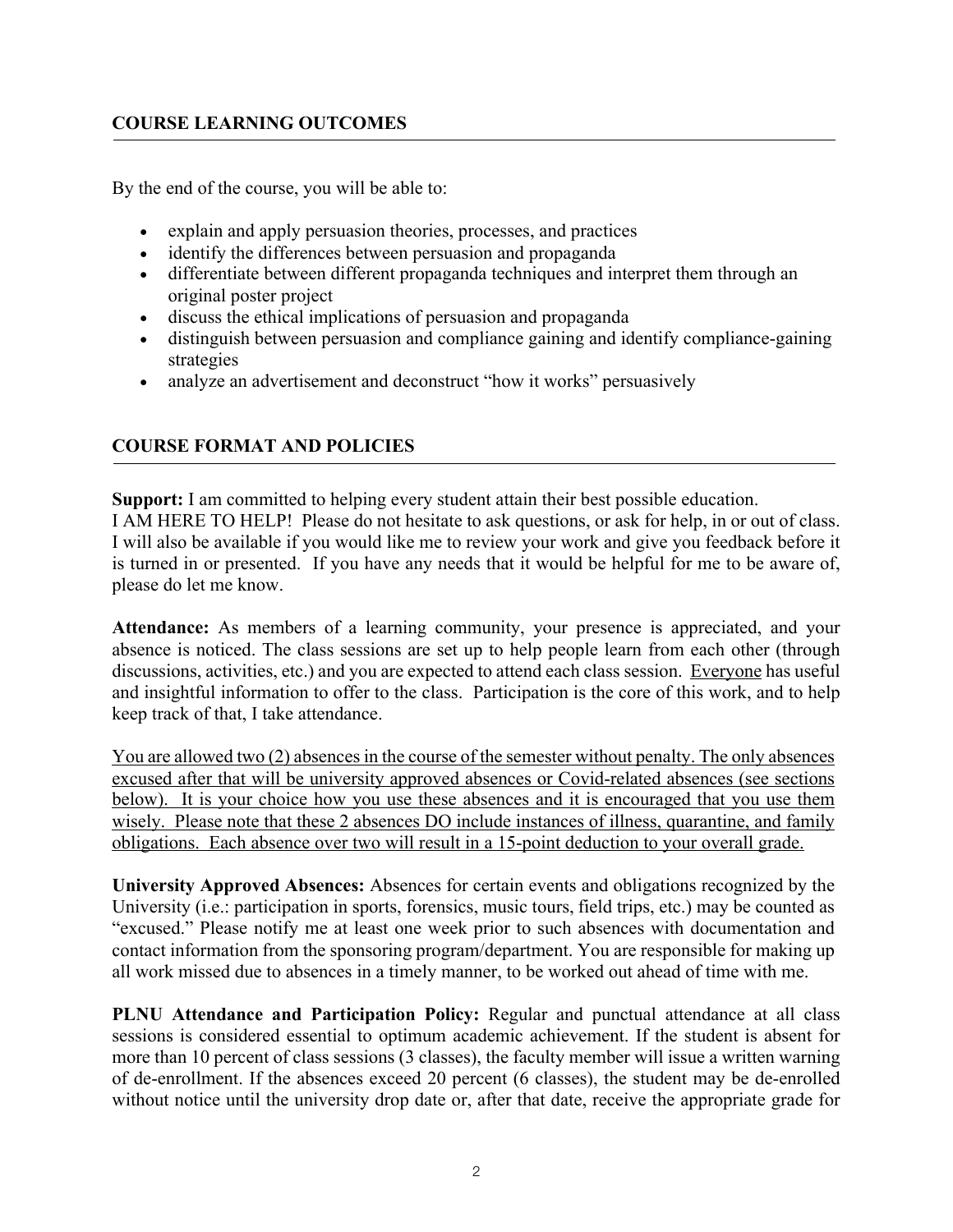## COURSE LEARNING OUTCOMES

By the end of the course, you will be able to:

- explain and apply persuasion theories, processes, and practices
- identify the differences between persuasion and propaganda
- differentiate between different propaganda techniques and interpret them through an original poster project
- discuss the ethical implications of persuasion and propaganda
- distinguish between persuasion and compliance gaining and identify compliance-gaining strategies
- analyze an advertisement and deconstruct "how it works" persuasively

## COURSE FORMAT AND POLICIES

**Support:** I am committed to helping every student attain their best possible education. I AM HERE TO HELP! Please do not hesitate to ask questions, or ask for help, in or out of class. I will also be available if you would like me to review your work and give you feedback before it is turned in or presented. If you have any needs that it would be helpful for me to be aware of, please do let me know.

**Attendance:** As members of a learning community, your presence is appreciated, and your absence is noticed. The class sessions are set up to help people learn from each other (through discussions, activities, etc.) and you are expected to attend each class session. <u>Everyone</u> has useful and insightful information to offer to the class. Participation is the core of this work, and to help keep track of that, I take attendance.

<u>You are allowed two (2) absences in the course of the semester without penalty. The only absences excused after that will be university approved absences or Covid-related absences (see sections below). It is your choice how you use these absences and it is encouraged that you use them wisely. Please note that these 2 absences DO include instances of illness, quarantine, and family obligations. Each absence over two will result in a 15-point deduction to your overall grade.</u>

**University Approved Absences:** Absences for certain events and obligations recognized by the University (i.e.: participation in sports, forensics, music tours, field trips, etc.) may be counted as "excused." Please notify me at least one week prior to such absences with documentation and contact information from the sponsoring program/department. You are responsible for making up all work missed due to absences in a timely manner, to be worked out ahead of time with me.

**PLNU Attendance and Participation Policy:** Regular and punctual attendance at all class sessions is considered essential to optimum academic achievement. If the student is absent for more than 10 percent of class sessions (3 classes), the faculty member will issue a written warning of de-enrollment. If the absences exceed 20 percent (6 classes), the student may be de-enrolled without notice until the university drop date or, after that date, receive the appropriate grade for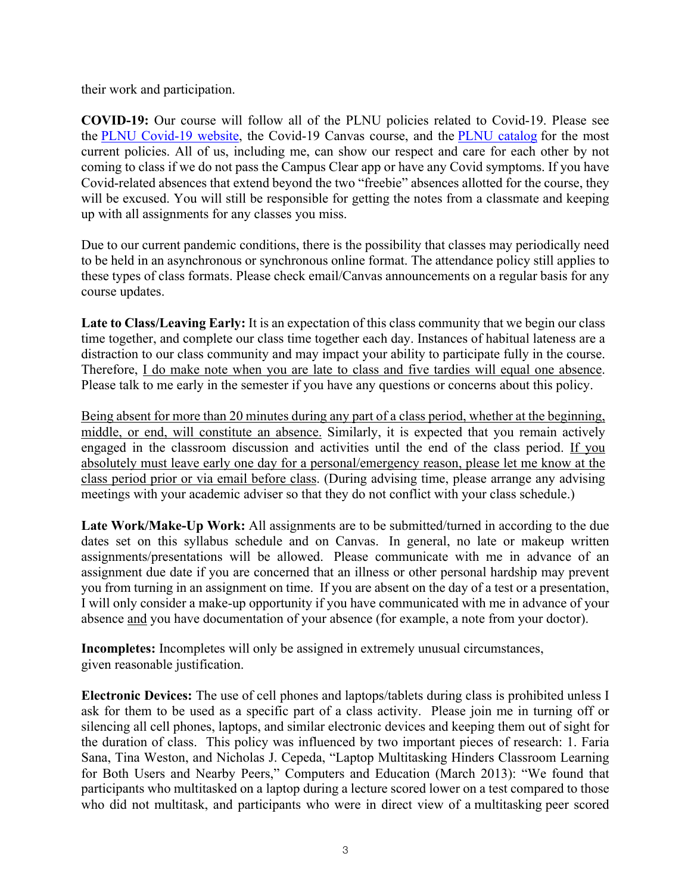their work and participation.

**COVID-19:** Our course will follow all of the PLNU policies related to Covid-19. Please see the PLNU Covid-19 website, the Covid-19 Canvas course, and the PLNU catalog for the most current policies. All of us, including me, can show our respect and care for each other by not coming to class if we do not pass the Campus Clear app or have any Covid symptoms. If you have Covid-related absences that extend beyond the two "freebie" absences allotted for the course, they will be excused. You will still be responsible for getting the notes from a classmate and keeping up with all assignments for any classes you miss.

Due to our current pandemic conditions, there is the possibility that classes may periodically need to be held in an asynchronous or synchronous online format. The attendance policy still applies to these types of class formats. Please check email/Canvas announcements on a regular basis for any course updates.

**Late to Class/Leaving Early:** It is an expectation of this class community that we begin our class time together, and complete our class time together each day. Instances of habitual lateness are a distraction to our class community and may impact your ability to participate fully in the course. Therefore, I do make note when you are late to class and five tardies will equal one absence. Please talk to me early in the semester if you have any questions or concerns about this policy.

Being absent for more than 20 minutes during any part of a class period, whether at the beginning, middle, or end, will constitute an absence. Similarly, it is expected that you remain actively engaged in the classroom discussion and activities until the end of the class period. If you absolutely must leave early one day for a personal/emergency reason, please let me know at the class period prior or via email before class. (During advising time, please arrange any advising meetings with your academic adviser so that they do not conflict with your class schedule.)

**Late Work/Make-Up Work:** All assignments are to be submitted/turned in according to the due dates set on this syllabus schedule and on Canvas. In general, no late or makeup written assignments/presentations will be allowed. Please communicate with me in advance of an assignment due date if you are concerned that an illness or other personal hardship may prevent you from turning in an assignment on time. If you are absent on the day of a test or a presentation, I will only consider a make-up opportunity if you have communicated with me in advance of your absence and you have documentation of your absence (for example, a note from your doctor).

**Incompletes:** Incompletes will only be assigned in extremely unusual circumstances, given reasonable justification.

**Electronic Devices:** The use of cell phones and laptops/tablets during class is prohibited unless I ask for them to be used as a specific part of a class activity. Please join me in turning off or silencing all cell phones, laptops, and similar electronic devices and keeping them out of sight for the duration of class. This policy was influenced by two important pieces of research: 1. Faria Sana, Tina Weston, and Nicholas J. Cepeda, "Laptop Multitasking Hinders Classroom Learning for Both Users and Nearby Peers," Computers and Education (March 2013): "We found that participants who multitasked on a laptop during a lecture scored lower on a test compared to those who did not multitask, and participants who were in direct view of a multitasking peer scored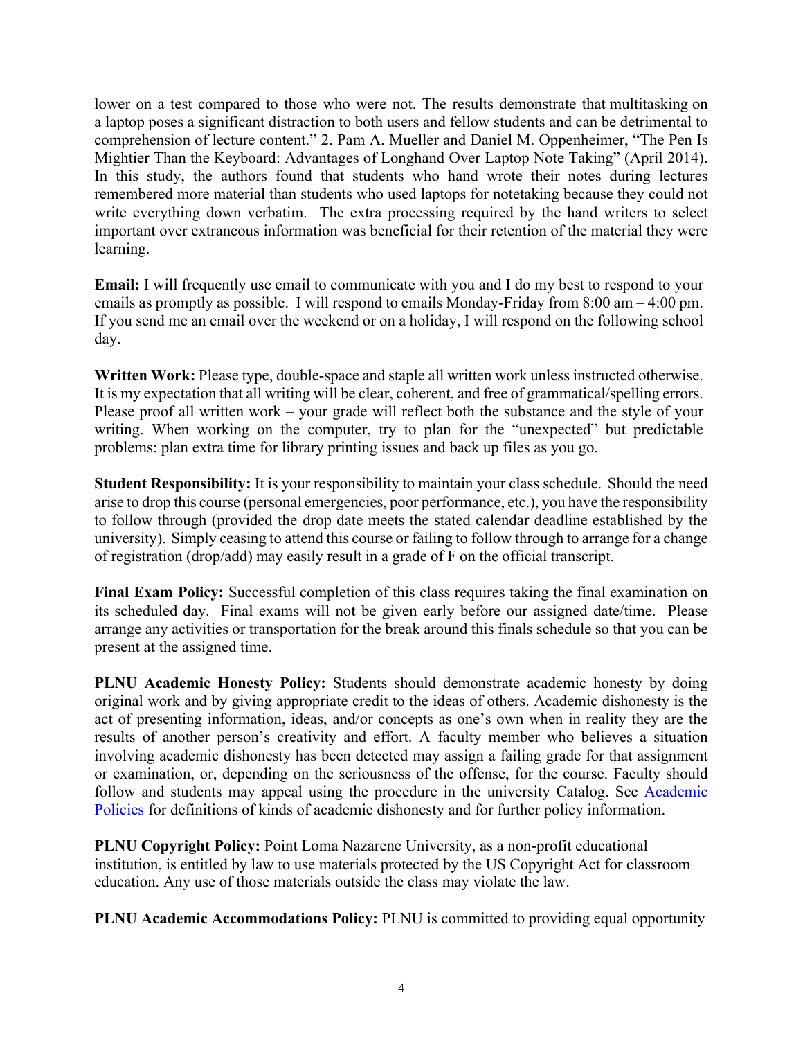lower on a test compared to those who were not. The results demonstrate that multitasking on a laptop poses a significant distraction to both users and fellow students and can be detrimental to comprehension of lecture content." 2. Pam A. Mueller and Daniel M. Oppenheimer, "The Pen Is Mightier Than the Keyboard: Advantages of Longhand Over Laptop Note Taking" (April 2014). In this study, the authors found that students who hand wrote their notes during lectures remembered more material than students who used laptops for notetaking because they could not write everything down verbatim. The extra processing required by the hand writers to select important over extraneous information was beneficial for their retention of the material they were learning.

**Email:** I will frequently use email to communicate with you and I do my best to respond to your emails as promptly as possible. I will respond to emails Monday-Friday from 8:00 am – 4:00 pm. If you send me an email over the weekend or on a holiday, I will respond on the following school day.

**Written Work:** Please type, double-space and staple all written work unless instructed otherwise. It is my expectation that all writing will be clear, coherent, and free of grammatical/spelling errors. Please proof all written work – your grade will reflect both the substance and the style of your writing. When working on the computer, try to plan for the "unexpected" but predictable problems: plan extra time for library printing issues and back up files as you go.

**Student Responsibility:** It is your responsibility to maintain your class schedule. Should the need arise to drop this course (personal emergencies, poor performance, etc.), you have the responsibility to follow through (provided the drop date meets the stated calendar deadline established by the university). Simply ceasing to attend this course or failing to follow through to arrange for a change of registration (drop/add) may easily result in a grade of F on the official transcript.

**Final Exam Policy:** Successful completion of this class requires taking the final examination on its scheduled day. Final exams will not be given early before our assigned date/time. Please arrange any activities or transportation for the break around this finals schedule so that you can be present at the assigned time.

**PLNU Academic Honesty Policy:** Students should demonstrate academic honesty by doing original work and by giving appropriate credit to the ideas of others. Academic dishonesty is the act of presenting information, ideas, and/or concepts as one's own when in reality they are the results of another person's creativity and effort. A faculty member who believes a situation involving academic dishonesty has been detected may assign a failing grade for that assignment or examination, or, depending on the seriousness of the offense, for the course. Faculty should follow and students may appeal using the procedure in the university Catalog. See Academic Policies for definitions of kinds of academic dishonesty and for further policy information.

**PLNU Copyright Policy:** Point Loma Nazarene University, as a non-profit educational institution, is entitled by law to use materials protected by the US Copyright Act for classroom education. Any use of those materials outside the class may violate the law.

**PLNU Academic Accommodations Policy:** PLNU is committed to providing equal opportunity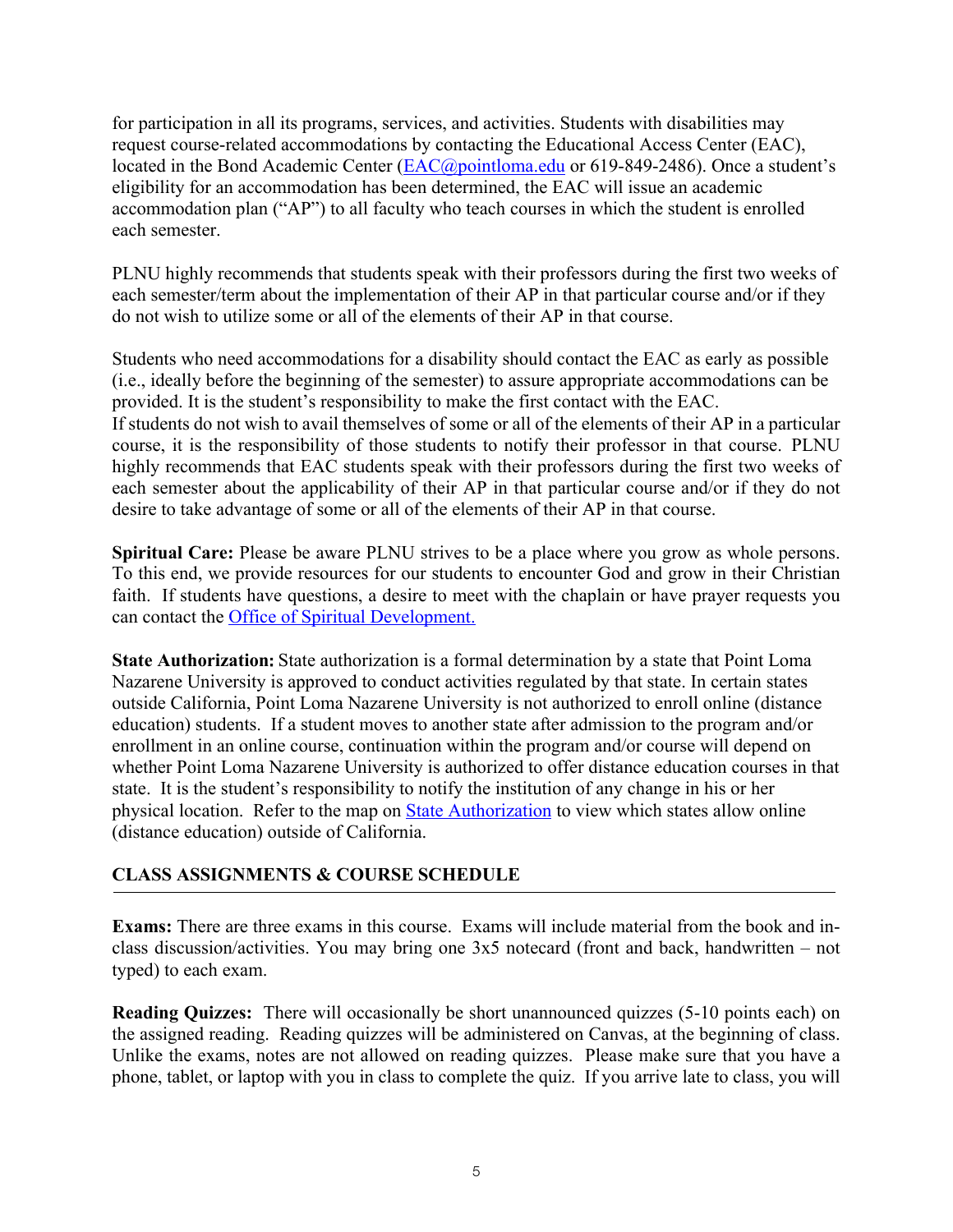for participation in all its programs, services, and activities. Students with disabilities may request course-related accommodations by contacting the Educational Access Center (EAC), located in the Bond Academic Center (EAC@pointloma.edu or 619-849-2486). Once a student's eligibility for an accommodation has been determined, the EAC will issue an academic accommodation plan ("AP") to all faculty who teach courses in which the student is enrolled each semester.

PLNU highly recommends that students speak with their professors during the first two weeks of each semester/term about the implementation of their AP in that particular course and/or if they do not wish to utilize some or all of the elements of their AP in that course.

Students who need accommodations for a disability should contact the EAC as early as possible (i.e., ideally before the beginning of the semester) to assure appropriate accommodations can be provided. It is the student's responsibility to make the first contact with the EAC.
If students do not wish to avail themselves of some or all of the elements of their AP in a particular course, it is the responsibility of those students to notify their professor in that course. PLNU highly recommends that EAC students speak with their professors during the first two weeks of each semester about the applicability of their AP in that particular course and/or if they do not desire to take advantage of some or all of the elements of their AP in that course.

**Spiritual Care:** Please be aware PLNU strives to be a place where you grow as whole persons. To this end, we provide resources for our students to encounter God and grow in their Christian faith. If students have questions, a desire to meet with the chaplain or have prayer requests you can contact the Office of Spiritual Development.

**State Authorization:** State authorization is a formal determination by a state that Point Loma Nazarene University is approved to conduct activities regulated by that state. In certain states outside California, Point Loma Nazarene University is not authorized to enroll online (distance education) students. If a student moves to another state after admission to the program and/or enrollment in an online course, continuation within the program and/or course will depend on whether Point Loma Nazarene University is authorized to offer distance education courses in that state. It is the student's responsibility to notify the institution of any change in his or her physical location. Refer to the map on State Authorization to view which states allow online (distance education) outside of California.

## CLASS ASSIGNMENTS & COURSE SCHEDULE

**Exams:** There are three exams in this course. Exams will include material from the book and in-class discussion/activities. You may bring one 3x5 notecard (front and back, handwritten – not typed) to each exam.

**Reading Quizzes:** There will occasionally be short unannounced quizzes (5-10 points each) on the assigned reading. Reading quizzes will be administered on Canvas, at the beginning of class. Unlike the exams, notes are not allowed on reading quizzes. Please make sure that you have a phone, tablet, or laptop with you in class to complete the quiz. If you arrive late to class, you will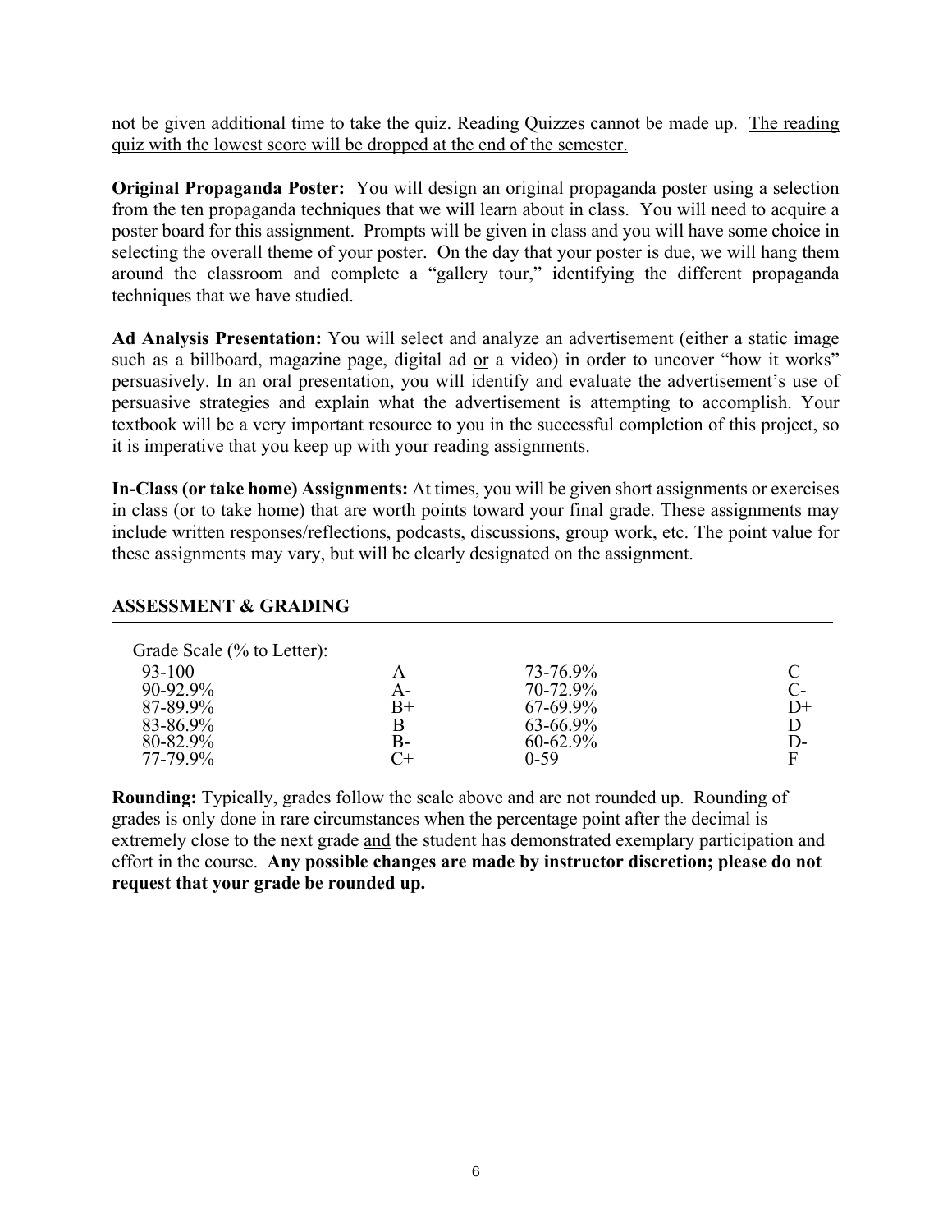not be given additional time to take the quiz. Reading Quizzes cannot be made up. <u>The reading quiz with the lowest score will be dropped at the end of the semester.</u>

**Original Propaganda Poster:** You will design an original propaganda poster using a selection from the ten propaganda techniques that we will learn about in class. You will need to acquire a poster board for this assignment. Prompts will be given in class and you will have some choice in selecting the overall theme of your poster. On the day that your poster is due, we will hang them around the classroom and complete a "gallery tour," identifying the different propaganda techniques that we have studied.

**Ad Analysis Presentation:** You will select and analyze an advertisement (either a static image such as a billboard, magazine page, digital ad <u>or</u> a video) in order to uncover "how it works" persuasively. In an oral presentation, you will identify and evaluate the advertisement's use of persuasive strategies and explain what the advertisement is attempting to accomplish. Your textbook will be a very important resource to you in the successful completion of this project, so it is imperative that you keep up with your reading assignments.

**In-Class (or take home) Assignments:** At times, you will be given short assignments or exercises in class (or to take home) that are worth points toward your final grade. These assignments may include written responses/reflections, podcasts, discussions, group work, etc. The point value for these assignments may vary, but will be clearly designated on the assignment.

## ASSESSMENT & GRADING

Grade Scale (% to Letter):

| % | Letter | % | Letter |
|---|---|---|---|
| 93-100 | A | 73-76.9% | C |
| 90-92.9% | A- | 70-72.9% | C- |
| 87-89.9% | B+ | 67-69.9% | D+ |
| 83-86.9% | B | 63-66.9% | D |
| 80-82.9% | B- | 60-62.9% | D- |
| 77-79.9% | C+ | 0-59 | F |

**Rounding:** Typically, grades follow the scale above and are not rounded up. Rounding of grades is only done in rare circumstances when the percentage point after the decimal is extremely close to the next grade <u>and</u> the student has demonstrated exemplary participation and effort in the course. **Any possible changes are made by instructor discretion; please do not request that your grade be rounded up.**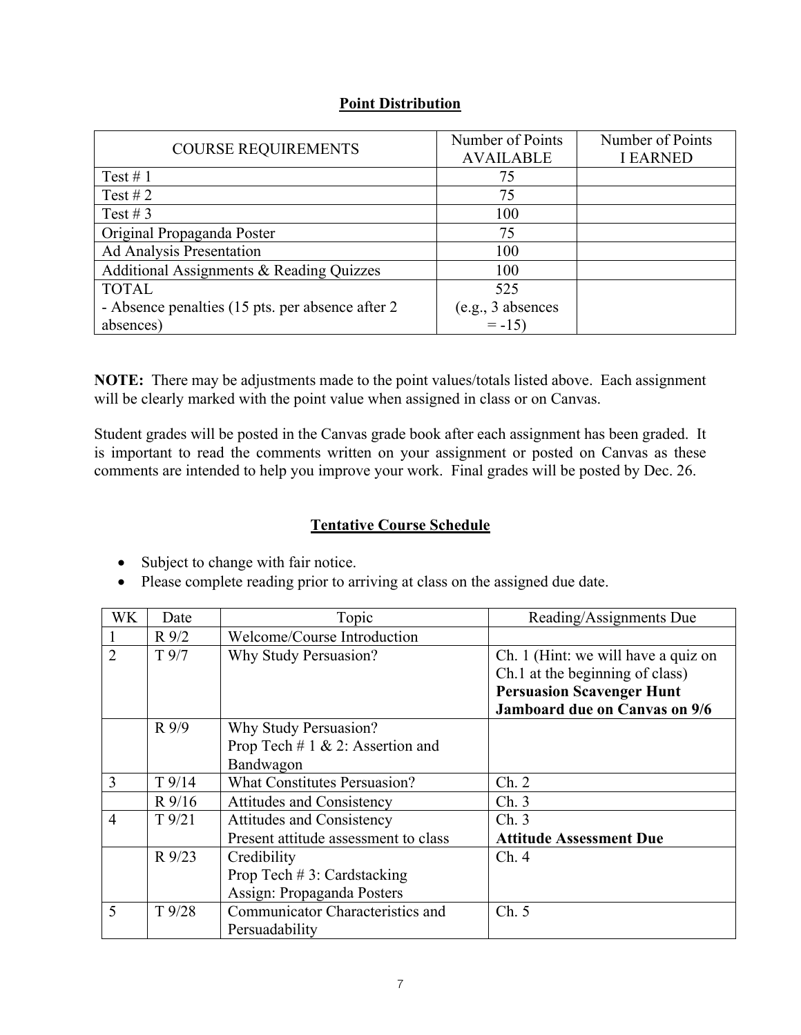## Point Distribution

| COURSE REQUIREMENTS | Number of Points AVAILABLE | Number of Points I EARNED |
|---|---|---|
| Test # 1 | 75 | |
| Test # 2 | 75 | |
| Test # 3 | 100 | |
| Original Propaganda Poster | 75 | |
| Ad Analysis Presentation | 100 | |
| Additional Assignments & Reading Quizzes | 100 | |
| TOTAL<br>- Absence penalties (15 pts. per absence after 2 absences) | 525<br>(e.g., 3 absences = -15) | |

**NOTE:** There may be adjustments made to the point values/totals listed above. Each assignment will be clearly marked with the point value when assigned in class or on Canvas.

Student grades will be posted in the Canvas grade book after each assignment has been graded. It is important to read the comments written on your assignment or posted on Canvas as these comments are intended to help you improve your work. Final grades will be posted by Dec. 26.

## Tentative Course Schedule

- Subject to change with fair notice.
- Please complete reading prior to arriving at class on the assigned due date.

| WK | Date | Topic | Reading/Assignments Due |
|---|---|---|---|
| 1 | R 9/2 | Welcome/Course Introduction | |
| 2 | T 9/7 | Why Study Persuasion? | Ch. 1 (Hint: we will have a quiz on Ch.1 at the beginning of class)<br>**Persuasion Scavenger Hunt Jamboard due on Canvas on 9/6** |
| | R 9/9 | Why Study Persuasion?<br>Prop Tech # 1 & 2: Assertion and Bandwagon | |
| 3 | T 9/14 | What Constitutes Persuasion? | Ch. 2 |
| | R 9/16 | Attitudes and Consistency | Ch. 3 |
| 4 | T 9/21 | Attitudes and Consistency<br>Present attitude assessment to class | Ch. 3<br>**Attitude Assessment Due** |
| | R 9/23 | Credibility<br>Prop Tech # 3: Cardstacking<br>Assign: Propaganda Posters | Ch. 4 |
| 5 | T 9/28 | Communicator Characteristics and Persuadability | Ch. 5 |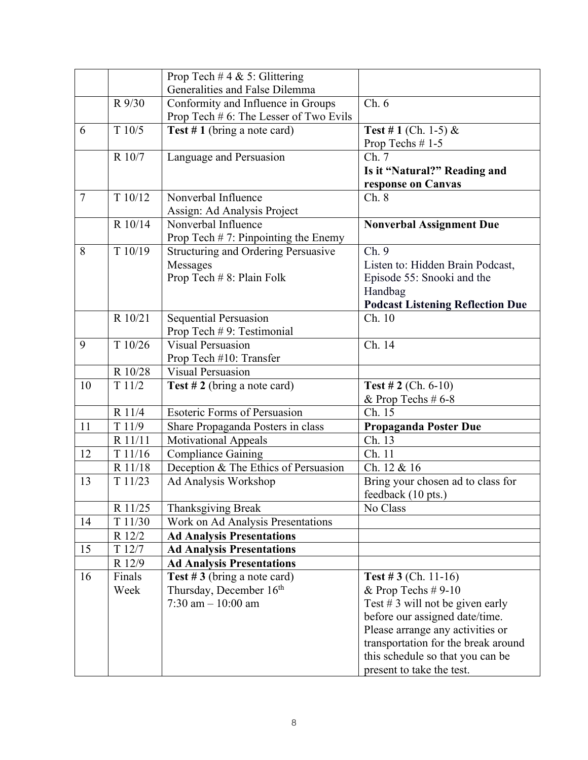| | | | |
|---|---|---|---|
| | | Prop Tech # 4 & 5: Glittering Generalities and False Dilemma | |
| | R 9/30 | Conformity and Influence in Groups<br>Prop Tech # 6: The Lesser of Two Evils | Ch. 6 |
| 6 | T 10/5 | **Test # 1** (bring a note card) | **Test # 1** (Ch. 1-5) &<br>Prop Techs # 1-5 |
| | R 10/7 | Language and Persuasion | Ch. 7<br>**Is it "Natural?" Reading and response on Canvas** |
| 7 | T 10/12 | Nonverbal Influence<br>Assign: Ad Analysis Project | Ch. 8 |
| | R 10/14 | Nonverbal Influence<br>Prop Tech # 7: Pinpointing the Enemy | **Nonverbal Assignment Due** |
| 8 | T 10/19 | Structuring and Ordering Persuasive Messages<br>Prop Tech # 8: Plain Folk | Ch. 9<br>Listen to: Hidden Brain Podcast, Episode 55: Snooki and the Handbag<br>**Podcast Listening Reflection Due** |
| | R 10/21 | Sequential Persuasion<br>Prop Tech # 9: Testimonial | Ch. 10 |
| 9 | T 10/26 | Visual Persuasion<br>Prop Tech #10: Transfer | Ch. 14 |
| | R 10/28 | Visual Persuasion | |
| 10 | T 11/2 | **Test # 2** (bring a note card) | **Test # 2** (Ch. 6-10)<br>& Prop Techs # 6-8 |
| | R 11/4 | Esoteric Forms of Persuasion | Ch. 15 |
| 11 | T 11/9 | Share Propaganda Posters in class | **Propaganda Poster Due** |
| | R 11/11 | Motivational Appeals | Ch. 13 |
| 12 | T 11/16 | Compliance Gaining | Ch. 11 |
| | R 11/18 | Deception & The Ethics of Persuasion | Ch. 12 & 16 |
| 13 | T 11/23 | Ad Analysis Workshop | Bring your chosen ad to class for feedback (10 pts.) |
| | R 11/25 | Thanksgiving Break | No Class |
| 14 | T 11/30 | Work on Ad Analysis Presentations | |
| | R 12/2 | **Ad Analysis Presentations** | |
| 15 | T 12/7 | **Ad Analysis Presentations** | |
| | R 12/9 | **Ad Analysis Presentations** | |
| 16 | Finals Week | **Test # 3** (bring a note card)<br>Thursday, December 16th<br>7:30 am – 10:00 am | **Test # 3** (Ch. 11-16)<br>& Prop Techs # 9-10<br>Test # 3 will not be given early before our assigned date/time. Please arrange any activities or transportation for the break around this schedule so that you can be present to take the test. |